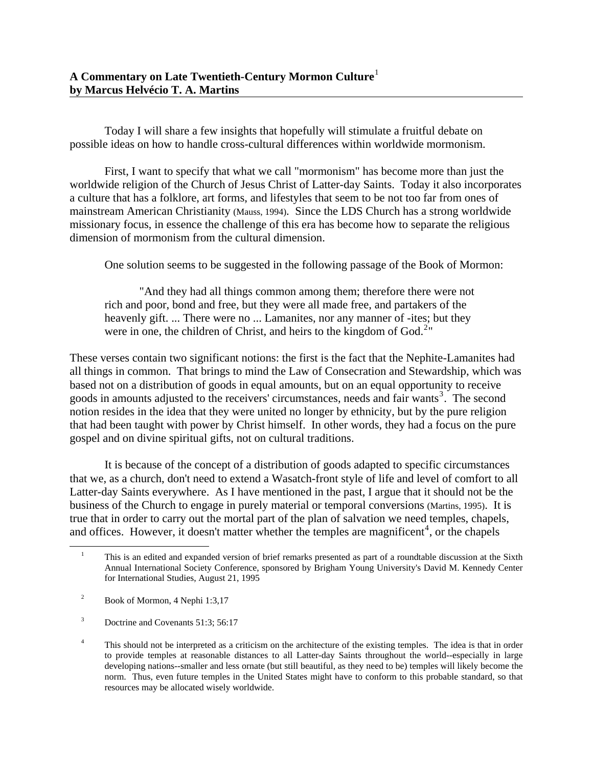**A Commentary on Late Twentieth-Century Mormon Culture[1]**
**by Marcus Helvécio T. A. Martins**

Today I will share a few insights that hopefully will stimulate a fruitful debate on possible ideas on how to handle cross-cultural differences within worldwide mormonism.

First, I want to specify that what we call "mormonism" has become more than just the worldwide religion of the Church of Jesus Christ of Latter-day Saints. Today it also incorporates a culture that has a folklore, art forms, and lifestyles that seem to be not too far from ones of mainstream American Christianity (Mauss, 1994). Since the LDS Church has a strong worldwide missionary focus, in essence the challenge of this era has become how to separate the religious dimension of mormonism from the cultural dimension.

One solution seems to be suggested in the following passage of the Book of Mormon:

> "And they had all things common among them; therefore there were not rich and poor, bond and free, but they were all made free, and partakers of the heavenly gift. ... There were no ... Lamanites, nor any manner of -ites; but they were in one, the children of Christ, and heirs to the kingdom of God.[2]"

These verses contain two significant notions: the first is the fact that the Nephite-Lamanites had all things in common. That brings to mind the Law of Consecration and Stewardship, which was based not on a distribution of goods in equal amounts, but on an equal opportunity to receive goods in amounts adjusted to the receivers' circumstances, needs and fair wants[3]. The second notion resides in the idea that they were united no longer by ethnicity, but by the pure religion that had been taught with power by Christ himself. In other words, they had a focus on the pure gospel and on divine spiritual gifts, not on cultural traditions.

It is because of the concept of a distribution of goods adapted to specific circumstances that we, as a church, don't need to extend a Wasatch-front style of life and level of comfort to all Latter-day Saints everywhere. As I have mentioned in the past, I argue that it should not be the business of the Church to engage in purely material or temporal conversions (Martins, 1995). It is true that in order to carry out the mortal part of the plan of salvation we need temples, chapels, and offices. However, it doesn't matter whether the temples are magnificent[4], or the chapels

---

[1] This is an edited and expanded version of brief remarks presented as part of a roundtable discussion at the Sixth Annual International Society Conference, sponsored by Brigham Young University's David M. Kennedy Center for International Studies, August 21, 1995

[2] Book of Mormon, 4 Nephi 1:3,17

[3] Doctrine and Covenants 51:3; 56:17

[4] This should not be interpreted as a criticism on the architecture of the existing temples. The idea is that in order to provide temples at reasonable distances to all Latter-day Saints throughout the world--especially in large developing nations--smaller and less ornate (but still beautiful, as they need to be) temples will likely become the norm. Thus, even future temples in the United States might have to conform to this probable standard, so that resources may be allocated wisely worldwide.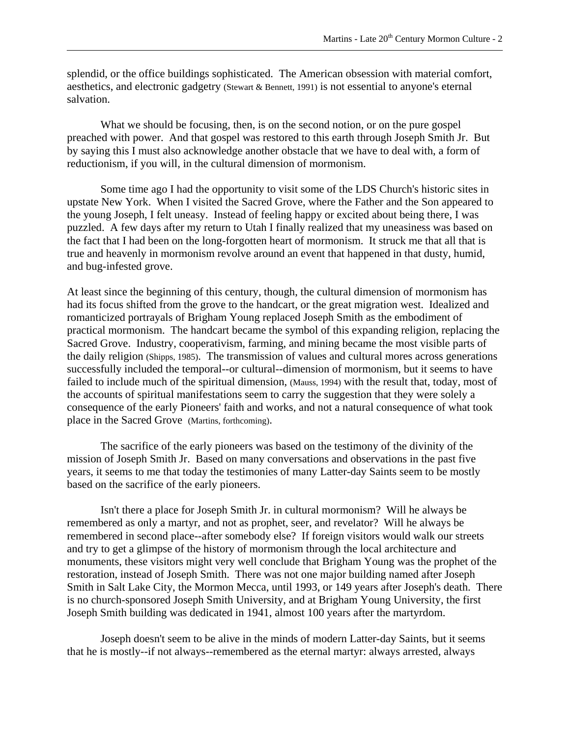splendid, or the office buildings sophisticated. The American obsession with material comfort, aesthetics, and electronic gadgetry (Stewart & Bennett, 1991) is not essential to anyone's eternal salvation.

What we should be focusing, then, is on the second notion, or on the pure gospel preached with power. And that gospel was restored to this earth through Joseph Smith Jr. But by saying this I must also acknowledge another obstacle that we have to deal with, a form of reductionism, if you will, in the cultural dimension of mormonism.

Some time ago I had the opportunity to visit some of the LDS Church's historic sites in upstate New York. When I visited the Sacred Grove, where the Father and the Son appeared to the young Joseph, I felt uneasy. Instead of feeling happy or excited about being there, I was puzzled. A few days after my return to Utah I finally realized that my uneasiness was based on the fact that I had been on the long-forgotten heart of mormonism. It struck me that all that is true and heavenly in mormonism revolve around an event that happened in that dusty, humid, and bug-infested grove.

At least since the beginning of this century, though, the cultural dimension of mormonism has had its focus shifted from the grove to the handcart, or the great migration west. Idealized and romanticized portrayals of Brigham Young replaced Joseph Smith as the embodiment of practical mormonism. The handcart became the symbol of this expanding religion, replacing the Sacred Grove. Industry, cooperativism, farming, and mining became the most visible parts of the daily religion (Shipps, 1985). The transmission of values and cultural mores across generations successfully included the temporal--or cultural--dimension of mormonism, but it seems to have failed to include much of the spiritual dimension, (Mauss, 1994) with the result that, today, most of the accounts of spiritual manifestations seem to carry the suggestion that they were solely a consequence of the early Pioneers' faith and works, and not a natural consequence of what took place in the Sacred Grove (Martins, forthcoming).

The sacrifice of the early pioneers was based on the testimony of the divinity of the mission of Joseph Smith Jr. Based on many conversations and observations in the past five years, it seems to me that today the testimonies of many Latter-day Saints seem to be mostly based on the sacrifice of the early pioneers.

Isn't there a place for Joseph Smith Jr. in cultural mormonism? Will he always be remembered as only a martyr, and not as prophet, seer, and revelator? Will he always be remembered in second place--after somebody else? If foreign visitors would walk our streets and try to get a glimpse of the history of mormonism through the local architecture and monuments, these visitors might very well conclude that Brigham Young was the prophet of the restoration, instead of Joseph Smith. There was not one major building named after Joseph Smith in Salt Lake City, the Mormon Mecca, until 1993, or 149 years after Joseph's death. There is no church-sponsored Joseph Smith University, and at Brigham Young University, the first Joseph Smith building was dedicated in 1941, almost 100 years after the martyrdom.

Joseph doesn't seem to be alive in the minds of modern Latter-day Saints, but it seems that he is mostly--if not always--remembered as the eternal martyr: always arrested, always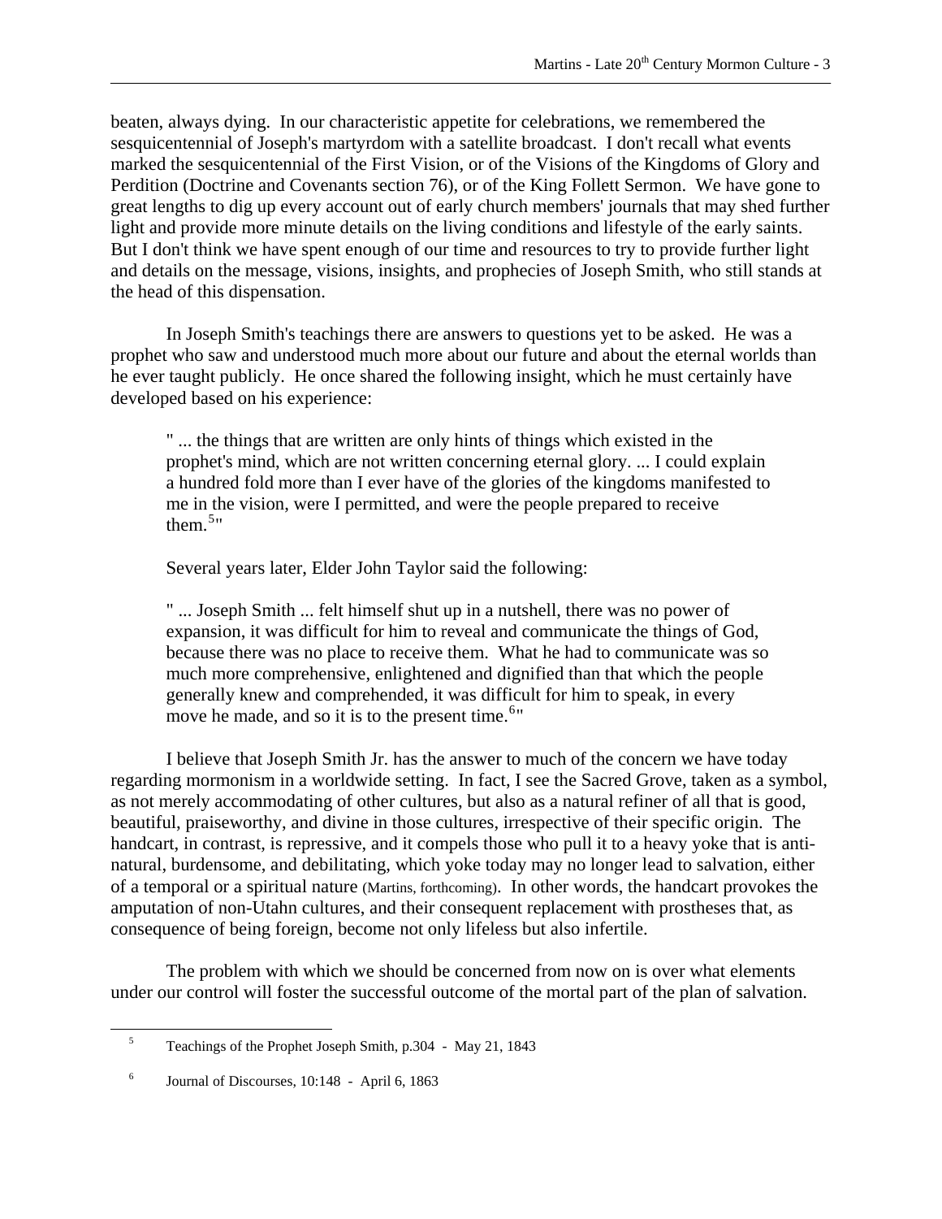beaten, always dying. In our characteristic appetite for celebrations, we remembered the sesquicentennial of Joseph's martyrdom with a satellite broadcast. I don't recall what events marked the sesquicentennial of the First Vision, or of the Visions of the Kingdoms of Glory and Perdition (Doctrine and Covenants section 76), or of the King Follett Sermon. We have gone to great lengths to dig up every account out of early church members' journals that may shed further light and provide more minute details on the living conditions and lifestyle of the early saints. But I don't think we have spent enough of our time and resources to try to provide further light and details on the message, visions, insights, and prophecies of Joseph Smith, who still stands at the head of this dispensation.

In Joseph Smith's teachings there are answers to questions yet to be asked. He was a prophet who saw and understood much more about our future and about the eternal worlds than he ever taught publicly. He once shared the following insight, which he must certainly have developed based on his experience:

> " ... the things that are written are only hints of things which existed in the prophet's mind, which are not written concerning eternal glory. ... I could explain a hundred fold more than I ever have of the glories of the kingdoms manifested to me in the vision, were I permitted, and were the people prepared to receive them.[5]"

Several years later, Elder John Taylor said the following:

> " ... Joseph Smith ... felt himself shut up in a nutshell, there was no power of expansion, it was difficult for him to reveal and communicate the things of God, because there was no place to receive them. What he had to communicate was so much more comprehensive, enlightened and dignified than that which the people generally knew and comprehended, it was difficult for him to speak, in every move he made, and so it is to the present time.[6]"

I believe that Joseph Smith Jr. has the answer to much of the concern we have today regarding mormonism in a worldwide setting. In fact, I see the Sacred Grove, taken as a symbol, as not merely accommodating of other cultures, but also as a natural refiner of all that is good, beautiful, praiseworthy, and divine in those cultures, irrespective of their specific origin. The handcart, in contrast, is repressive, and it compels those who pull it to a heavy yoke that is anti-natural, burdensome, and debilitating, which yoke today may no longer lead to salvation, either of a temporal or a spiritual nature (Martins, forthcoming). In other words, the handcart provokes the amputation of non-Utahn cultures, and their consequent replacement with prostheses that, as consequence of being foreign, become not only lifeless but also infertile.

The problem with which we should be concerned from now on is over what elements under our control will foster the successful outcome of the mortal part of the plan of salvation.

---

[5] Teachings of the Prophet Joseph Smith, p.304 - May 21, 1843

[6] Journal of Discourses, 10:148 - April 6, 1863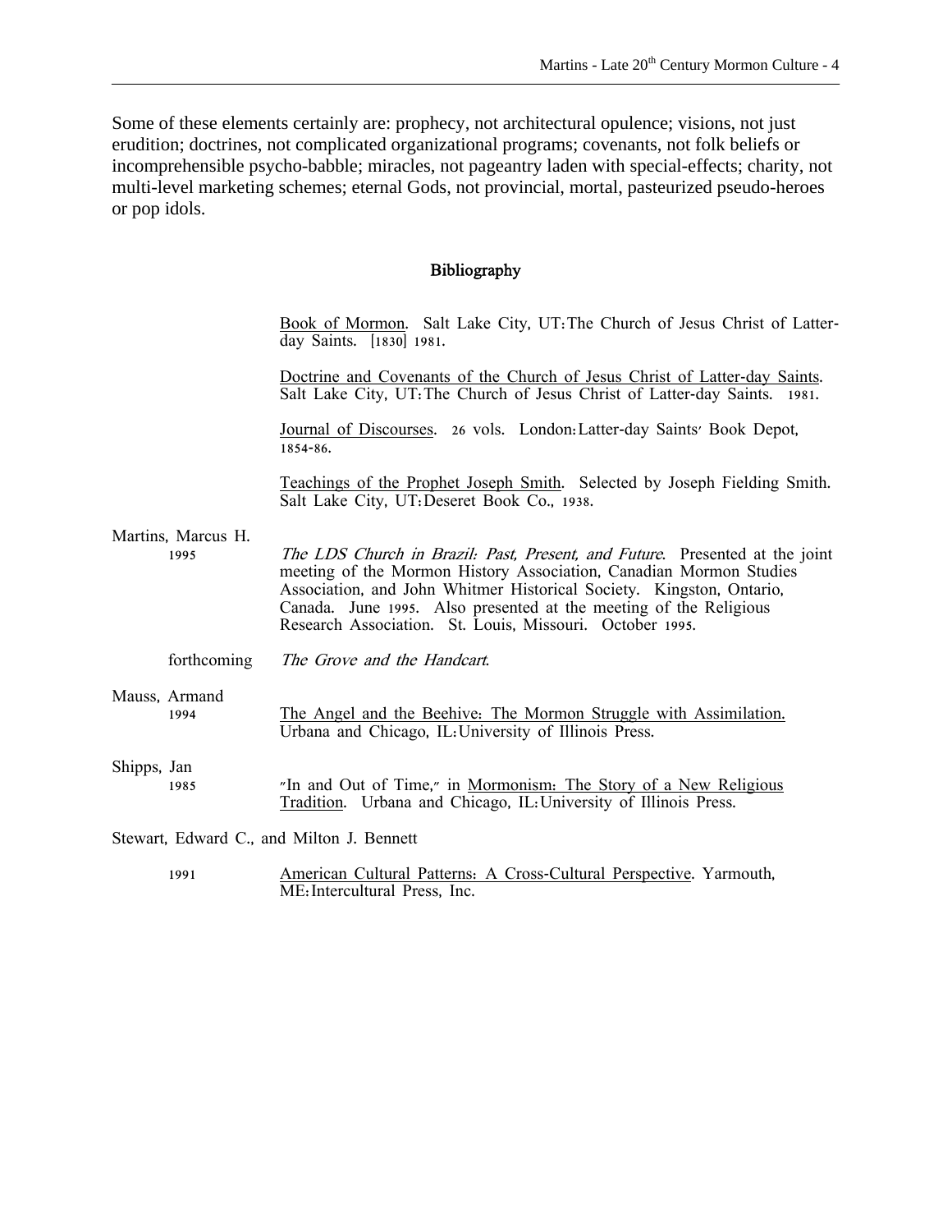Some of these elements certainly are: prophecy, not architectural opulence; visions, not just erudition; doctrines, not complicated organizational programs; covenants, not folk beliefs or incomprehensible psycho-babble; miracles, not pageantry laden with special-effects; charity, not multi-level marketing schemes; eternal Gods, not provincial, mortal, pasteurized pseudo-heroes or pop idols.

## Bibliography

Book of Mormon. Salt Lake City, UT: The Church of Jesus Christ of Latter-day Saints. [1830] 1981.

Doctrine and Covenants of the Church of Jesus Christ of Latter-day Saints. Salt Lake City, UT: The Church of Jesus Christ of Latter-day Saints. 1981.

Journal of Discourses. 26 vols. London: Latter-day Saints' Book Depot, 1854-86.

Teachings of the Prophet Joseph Smith. Selected by Joseph Fielding Smith. Salt Lake City, UT: Deseret Book Co., 1938.

Martins, Marcus H.

1995 — *The LDS Church in Brazil: Past, Present, and Future*. Presented at the joint meeting of the Mormon History Association, Canadian Mormon Studies Association, and John Whitmer Historical Society. Kingston, Ontario, Canada. June 1995. Also presented at the meeting of the Religious Research Association. St. Louis, Missouri. October 1995.

forthcoming — *The Grove and the Handcart*.

Mauss, Armand

1994 — The Angel and the Beehive: The Mormon Struggle with Assimilation. Urbana and Chicago, IL: University of Illinois Press.

Shipps, Jan

1985 — "In and Out of Time," in Mormonism: The Story of a New Religious Tradition. Urbana and Chicago, IL: University of Illinois Press.

Stewart, Edward C., and Milton J. Bennett

1991 — American Cultural Patterns: A Cross-Cultural Perspective. Yarmouth, ME: Intercultural Press, Inc.